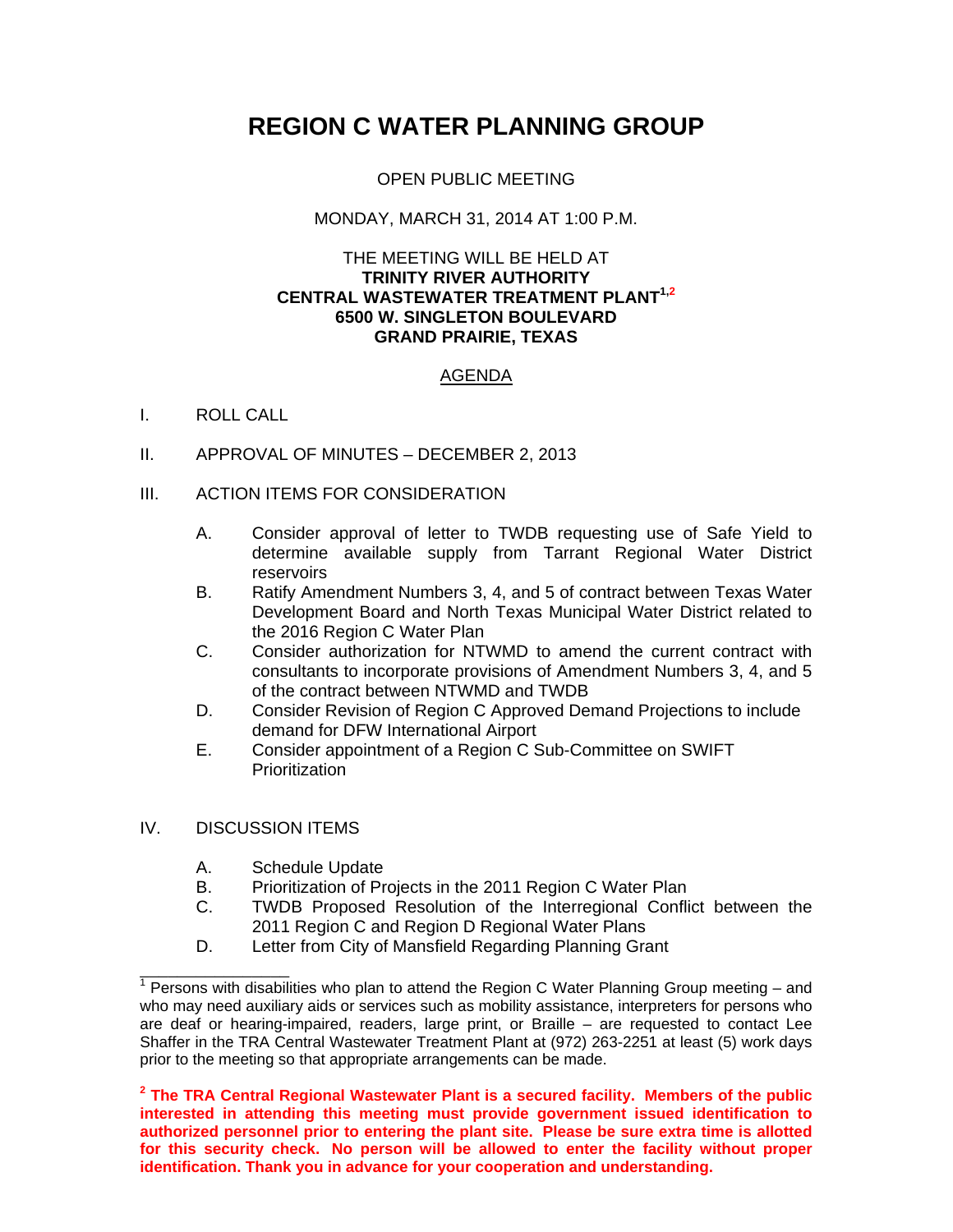# REGION C WATER PLANNING GROUP

OPEN PUBLIC MEETING

MONDAY, MARCH 31, 2014 AT 1:00 P.M.

THE MEETING WILL BE HELD AT
**TRINITY RIVER AUTHORITY**
**CENTRAL WASTEWATER TREATMENT PLANT[1,2]**
**6500 W. SINGLETON BOULEVARD**
**GRAND PRAIRIE, TEXAS**

## AGENDA

I. ROLL CALL

II. APPROVAL OF MINUTES – DECEMBER 2, 2013

III. ACTION ITEMS FOR CONSIDERATION

- A. Consider approval of letter to TWDB requesting use of Safe Yield to determine available supply from Tarrant Regional Water District reservoirs
- B. Ratify Amendment Numbers 3, 4, and 5 of contract between Texas Water Development Board and North Texas Municipal Water District related to the 2016 Region C Water Plan
- C. Consider authorization for NTWMD to amend the current contract with consultants to incorporate provisions of Amendment Numbers 3, 4, and 5 of the contract between NTWMD and TWDB
- D. Consider Revision of Region C Approved Demand Projections to include demand for DFW International Airport
- E. Consider appointment of a Region C Sub-Committee on SWIFT Prioritization

IV. DISCUSSION ITEMS

- A. Schedule Update
- B. Prioritization of Projects in the 2011 Region C Water Plan
- C. TWDB Proposed Resolution of the Interregional Conflict between the 2011 Region C and Region D Regional Water Plans
- D. Letter from City of Mansfield Regarding Planning Grant

---

[1] Persons with disabilities who plan to attend the Region C Water Planning Group meeting – and who may need auxiliary aids or services such as mobility assistance, interpreters for persons who are deaf or hearing-impaired, readers, large print, or Braille – are requested to contact Lee Shaffer in the TRA Central Wastewater Treatment Plant at (972) 263-2251 at least (5) work days prior to the meeting so that appropriate arrangements can be made.

**[2] The TRA Central Regional Wastewater Plant is a secured facility. Members of the public interested in attending this meeting must provide government issued identification to authorized personnel prior to entering the plant site. Please be sure extra time is allotted for this security check. No person will be allowed to enter the facility without proper identification. Thank you in advance for your cooperation and understanding.**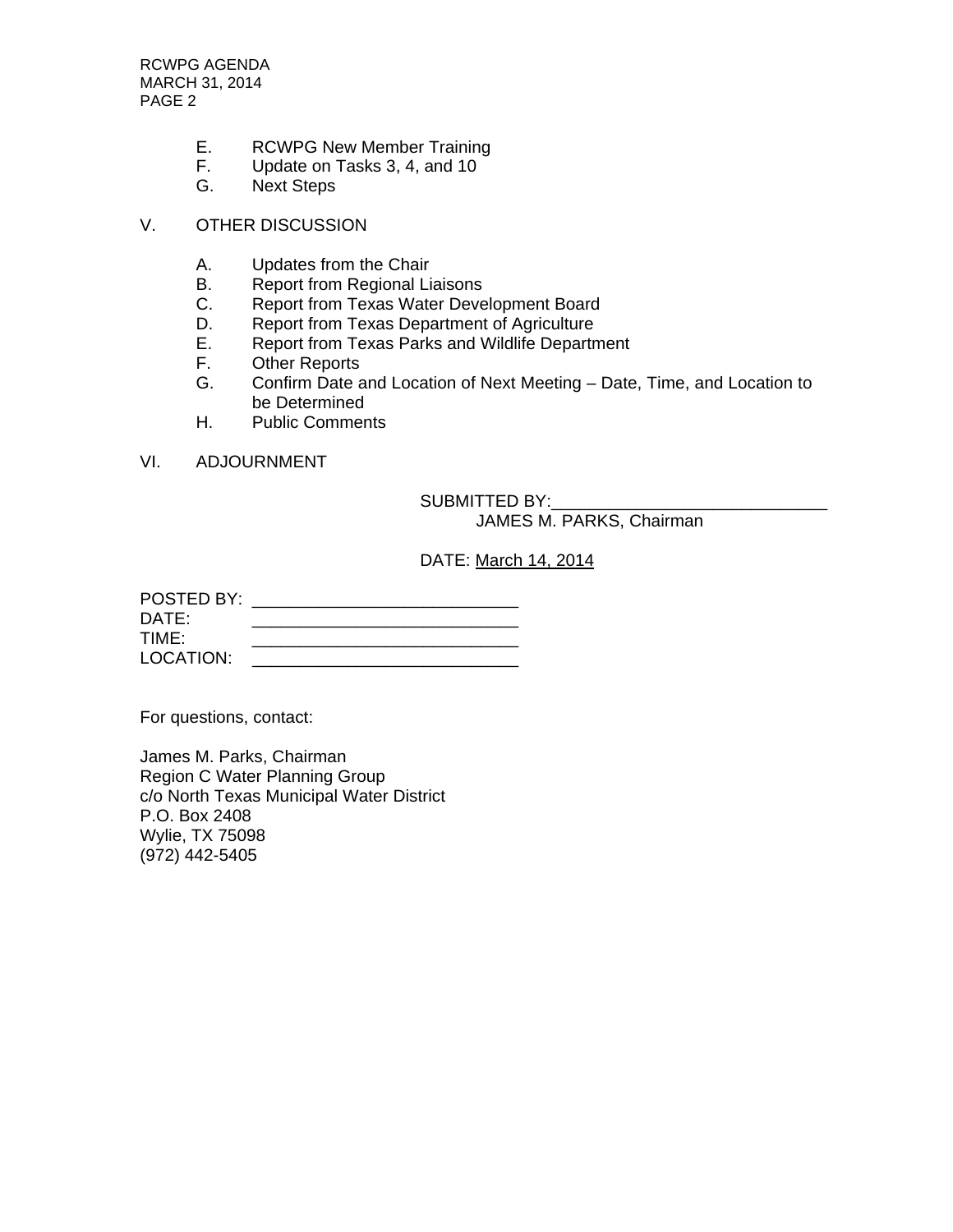E. RCWPG New Member Training
F. Update on Tasks 3, 4, and 10
G. Next Steps

V. OTHER DISCUSSION

A. Updates from the Chair
B. Report from Regional Liaisons
C. Report from Texas Water Development Board
D. Report from Texas Department of Agriculture
E. Report from Texas Parks and Wildlife Department
F. Other Reports
G. Confirm Date and Location of Next Meeting – Date, Time, and Location to be Determined
H. Public Comments

VI. ADJOURNMENT

SUBMITTED BY:_____________________________
JAMES M. PARKS, Chairman

DATE: March 14, 2014

POSTED BY: ____________________________
DATE: ____________________________
TIME: ____________________________
LOCATION: ____________________________

For questions, contact:

James M. Parks, Chairman
Region C Water Planning Group
c/o North Texas Municipal Water District
P.O. Box 2408
Wylie, TX 75098
(972) 442-5405